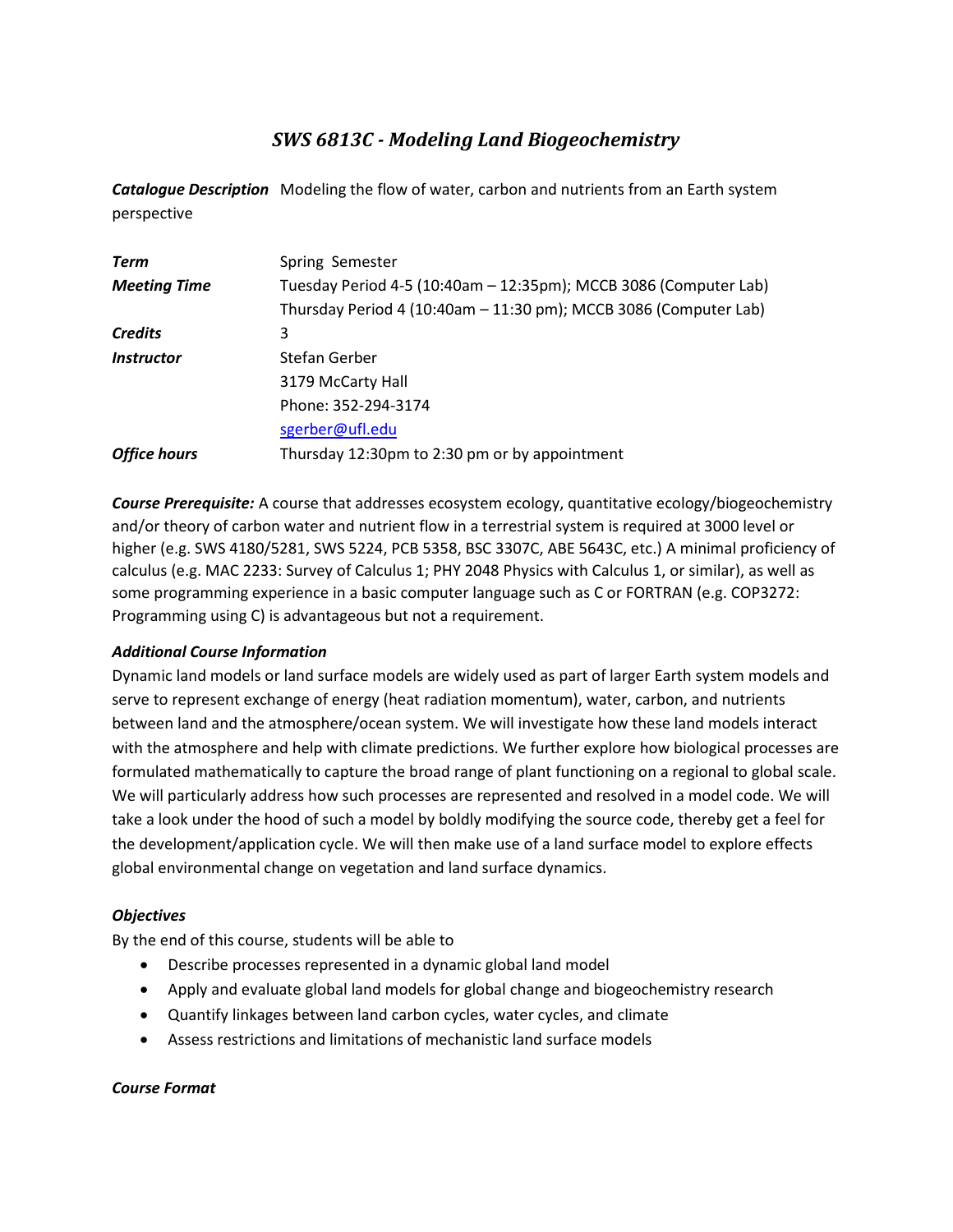# *SWS 6813C - Modeling Land Biogeochemistry*

***Catalogue Description*** Modeling the flow of water, carbon and nutrients from an Earth system perspective

| | |
|---|---|
| ***Term*** | Spring Semester |
| ***Meeting Time*** | Tuesday Period 4-5 (10:40am – 12:35pm); MCCB 3086 (Computer Lab) |
| | Thursday Period 4 (10:40am – 11:30 pm); MCCB 3086 (Computer Lab) |
| ***Credits*** | 3 |
| ***Instructor*** | Stefan Gerber |
| | 3179 McCarty Hall |
| | Phone: 352-294-3174 |
| | sgerber@ufl.edu |
| ***Office hours*** | Thursday 12:30pm to 2:30 pm or by appointment |

***Course Prerequisite:*** A course that addresses ecosystem ecology, quantitative ecology/biogeochemistry and/or theory of carbon water and nutrient flow in a terrestrial system is required at 3000 level or higher (e.g. SWS 4180/5281, SWS 5224, PCB 5358, BSC 3307C, ABE 5643C, etc.) A minimal proficiency of calculus (e.g. MAC 2233: Survey of Calculus 1; PHY 2048 Physics with Calculus 1, or similar), as well as some programming experience in a basic computer language such as C or FORTRAN (e.g. COP3272: Programming using C) is advantageous but not a requirement.

### *Additional Course Information*

Dynamic land models or land surface models are widely used as part of larger Earth system models and serve to represent exchange of energy (heat radiation momentum), water, carbon, and nutrients between land and the atmosphere/ocean system. We will investigate how these land models interact with the atmosphere and help with climate predictions. We further explore how biological processes are formulated mathematically to capture the broad range of plant functioning on a regional to global scale. We will particularly address how such processes are represented and resolved in a model code. We will take a look under the hood of such a model by boldly modifying the source code, thereby get a feel for the development/application cycle. We will then make use of a land surface model to explore effects global environmental change on vegetation and land surface dynamics.

### *Objectives*

By the end of this course, students will be able to

- Describe processes represented in a dynamic global land model
- Apply and evaluate global land models for global change and biogeochemistry research
- Quantify linkages between land carbon cycles, water cycles, and climate
- Assess restrictions and limitations of mechanistic land surface models

### *Course Format*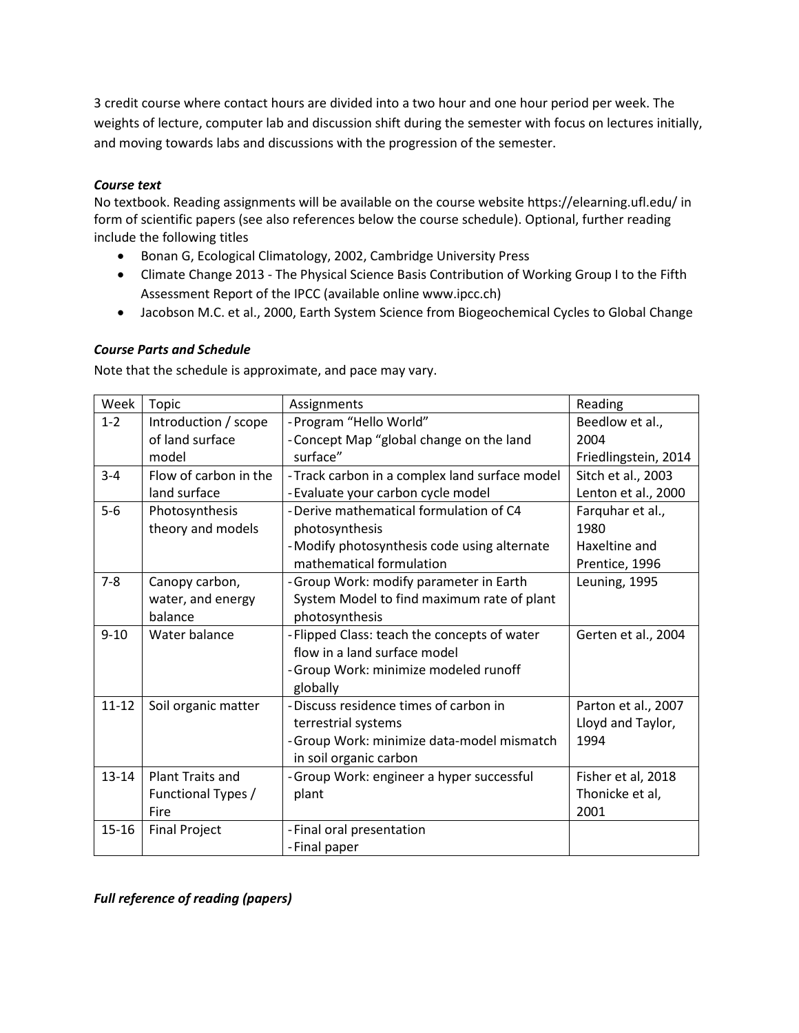3 credit course where contact hours are divided into a two hour and one hour period per week. The weights of lecture, computer lab and discussion shift during the semester with focus on lectures initially, and moving towards labs and discussions with the progression of the semester.

### *Course text*

No textbook. Reading assignments will be available on the course website https://elearning.ufl.edu/ in form of scientific papers (see also references below the course schedule). Optional, further reading include the following titles

- Bonan G, Ecological Climatology, 2002, Cambridge University Press
- Climate Change 2013 - The Physical Science Basis Contribution of Working Group I to the Fifth Assessment Report of the IPCC (available online www.ipcc.ch)
- Jacobson M.C. et al., 2000, Earth System Science from Biogeochemical Cycles to Global Change

### *Course Parts and Schedule*

Note that the schedule is approximate, and pace may vary.

| Week | Topic | Assignments | Reading |
|---|---|---|---|
| 1-2 | Introduction / scope of land surface model | - Program "Hello World"<br>- Concept Map "global change on the land surface" | Beedlow et al., 2004<br>Friedlingstein, 2014 |
| 3-4 | Flow of carbon in the land surface | - Track carbon in a complex land surface model<br>- Evaluate your carbon cycle model | Sitch et al., 2003<br>Lenton et al., 2000 |
| 5-6 | Photosynthesis theory and models | - Derive mathematical formulation of C4 photosynthesis<br>- Modify photosynthesis code using alternate mathematical formulation | Farquhar et al., 1980<br>Haxeltine and Prentice, 1996 |
| 7-8 | Canopy carbon, water, and energy balance | - Group Work: modify parameter in Earth System Model to find maximum rate of plant photosynthesis | Leuning, 1995 |
| 9-10 | Water balance | - Flipped Class: teach the concepts of water flow in a land surface model<br>- Group Work: minimize modeled runoff globally | Gerten et al., 2004 |
| 11-12 | Soil organic matter | - Discuss residence times of carbon in terrestrial systems<br>- Group Work: minimize data-model mismatch in soil organic carbon | Parton et al., 2007<br>Lloyd and Taylor, 1994 |
| 13-14 | Plant Traits and Functional Types / Fire | - Group Work: engineer a hyper successful plant | Fisher et al, 2018<br>Thonicke et al, 2001 |
| 15-16 | Final Project | - Final oral presentation<br>- Final paper | |

### *Full reference of reading (papers)*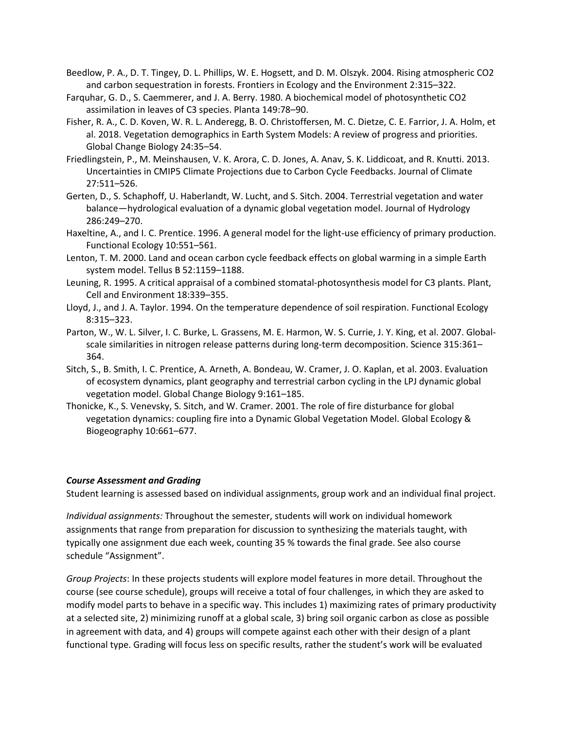Beedlow, P. A., D. T. Tingey, D. L. Phillips, W. E. Hogsett, and D. M. Olszyk. 2004. Rising atmospheric CO2 and carbon sequestration in forests. Frontiers in Ecology and the Environment 2:315–322.

Farquhar, G. D., S. Caemmerer, and J. A. Berry. 1980. A biochemical model of photosynthetic CO2 assimilation in leaves of C3 species. Planta 149:78–90.

Fisher, R. A., C. D. Koven, W. R. L. Anderegg, B. O. Christoffersen, M. C. Dietze, C. E. Farrior, J. A. Holm, et al. 2018. Vegetation demographics in Earth System Models: A review of progress and priorities. Global Change Biology 24:35–54.

Friedlingstein, P., M. Meinshausen, V. K. Arora, C. D. Jones, A. Anav, S. K. Liddicoat, and R. Knutti. 2013. Uncertainties in CMIP5 Climate Projections due to Carbon Cycle Feedbacks. Journal of Climate 27:511–526.

Gerten, D., S. Schaphoff, U. Haberlandt, W. Lucht, and S. Sitch. 2004. Terrestrial vegetation and water balance—hydrological evaluation of a dynamic global vegetation model. Journal of Hydrology 286:249–270.

Haxeltine, A., and I. C. Prentice. 1996. A general model for the light-use efficiency of primary production. Functional Ecology 10:551–561.

Lenton, T. M. 2000. Land and ocean carbon cycle feedback effects on global warming in a simple Earth system model. Tellus B 52:1159–1188.

Leuning, R. 1995. A critical appraisal of a combined stomatal-photosynthesis model for C3 plants. Plant, Cell and Environment 18:339–355.

Lloyd, J., and J. A. Taylor. 1994. On the temperature dependence of soil respiration. Functional Ecology 8:315–323.

Parton, W., W. L. Silver, I. C. Burke, L. Grassens, M. E. Harmon, W. S. Currie, J. Y. King, et al. 2007. Global-scale similarities in nitrogen release patterns during long-term decomposition. Science 315:361–364.

Sitch, S., B. Smith, I. C. Prentice, A. Arneth, A. Bondeau, W. Cramer, J. O. Kaplan, et al. 2003. Evaluation of ecosystem dynamics, plant geography and terrestrial carbon cycling in the LPJ dynamic global vegetation model. Global Change Biology 9:161–185.

Thonicke, K., S. Venevsky, S. Sitch, and W. Cramer. 2001. The role of fire disturbance for global vegetation dynamics: coupling fire into a Dynamic Global Vegetation Model. Global Ecology & Biogeography 10:661–677.

### *Course Assessment and Grading*

Student learning is assessed based on individual assignments, group work and an individual final project.

*Individual assignments:* Throughout the semester, students will work on individual homework assignments that range from preparation for discussion to synthesizing the materials taught, with typically one assignment due each week, counting 35 % towards the final grade. See also course schedule "Assignment".

*Group Projects*: In these projects students will explore model features in more detail. Throughout the course (see course schedule), groups will receive a total of four challenges, in which they are asked to modify model parts to behave in a specific way. This includes 1) maximizing rates of primary productivity at a selected site, 2) minimizing runoff at a global scale, 3) bring soil organic carbon as close as possible in agreement with data, and 4) groups will compete against each other with their design of a plant functional type. Grading will focus less on specific results, rather the student's work will be evaluated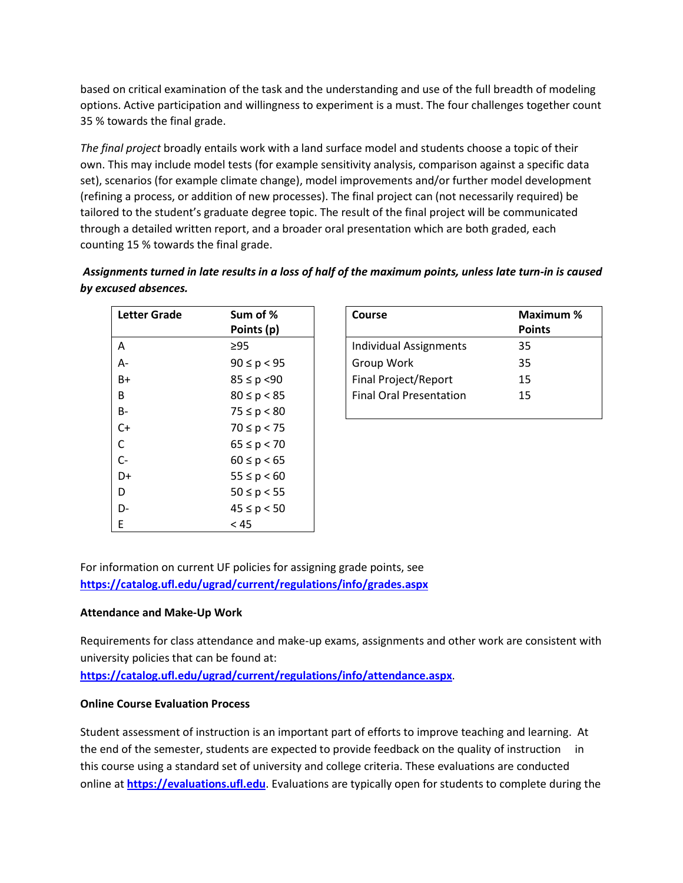based on critical examination of the task and the understanding and use of the full breadth of modeling options. Active participation and willingness to experiment is a must. The four challenges together count 35 % towards the final grade.

*The final project* broadly entails work with a land surface model and students choose a topic of their own. This may include model tests (for example sensitivity analysis, comparison against a specific data set), scenarios (for example climate change), model improvements and/or further model development (refining a process, or addition of new processes). The final project can (not necessarily required) be tailored to the student's graduate degree topic. The result of the final project will be communicated through a detailed written report, and a broader oral presentation which are both graded, each counting 15 % towards the final grade.

***Assignments turned in late results in a loss of half of the maximum points, unless late turn-in is caused by excused absences.***

| Letter Grade | Sum of % Points (p) |
|---|---|
| A | ≥95 |
| A- | $90 \leq p < 95$ |
| B+ | $85 \leq p < 90$ |
| B | $80 \leq p < 85$ |
| B- | $75 \leq p < 80$ |
| C+ | $70 \leq p < 75$ |
| C | $65 \leq p < 70$ |
| C- | $60 \leq p < 65$ |
| D+ | $55 \leq p < 60$ |
| D | $50 \leq p < 55$ |
| D- | $45 \leq p < 50$ |
| E | < 45 |

| Course | Maximum % Points |
|---|---|
| Individual Assignments | 35 |
| Group Work | 35 |
| Final Project/Report | 15 |
| Final Oral Presentation | 15 |

For information on current UF policies for assigning grade points, see **https://catalog.ufl.edu/ugrad/current/regulations/info/grades.aspx**

**Attendance and Make-Up Work**

Requirements for class attendance and make-up exams, assignments and other work are consistent with university policies that can be found at: **https://catalog.ufl.edu/ugrad/current/regulations/info/attendance.aspx**.

**Online Course Evaluation Process**

Student assessment of instruction is an important part of efforts to improve teaching and learning. At the end of the semester, students are expected to provide feedback on the quality of instruction in this course using a standard set of university and college criteria. These evaluations are conducted online at **https://evaluations.ufl.edu**. Evaluations are typically open for students to complete during the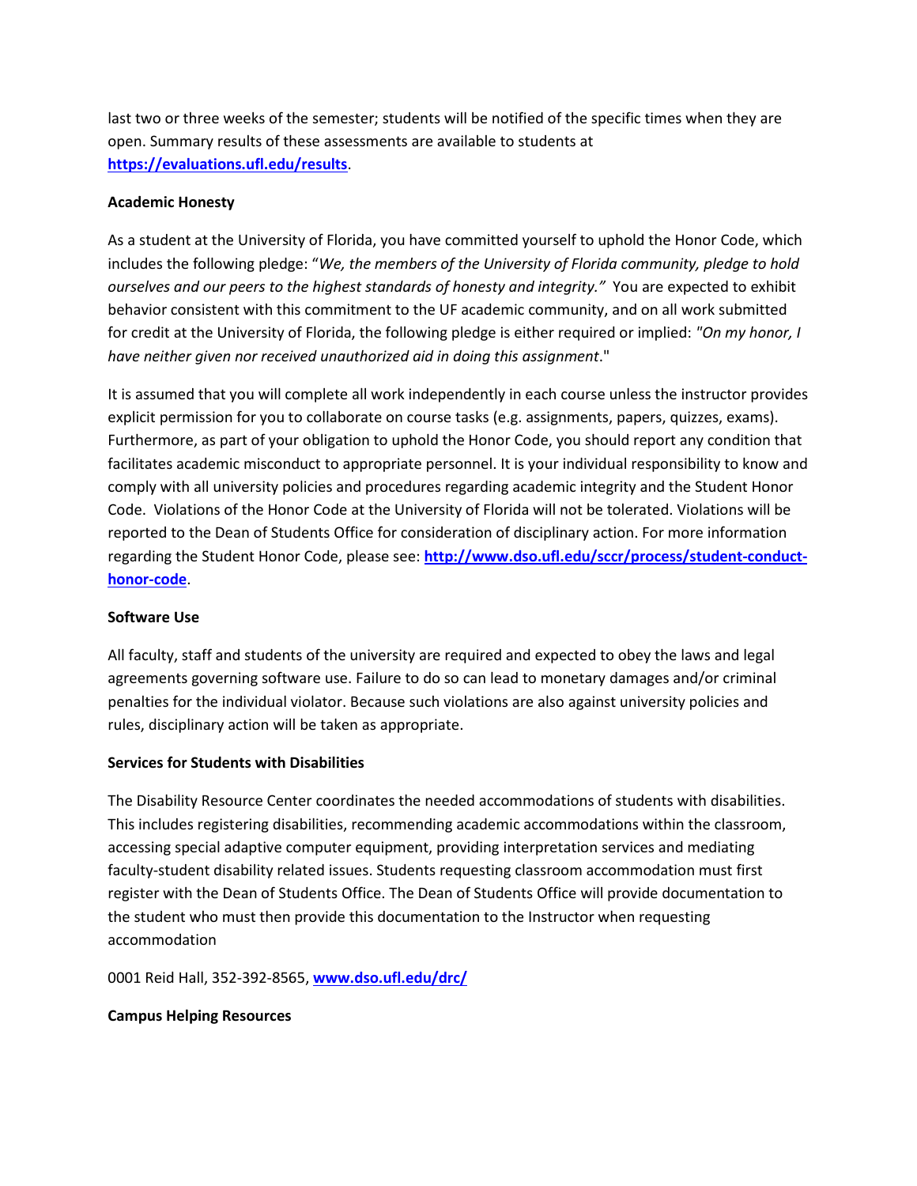last two or three weeks of the semester; students will be notified of the specific times when they are open. Summary results of these assessments are available to students at **[https://evaluations.ufl.edu/results](https://evaluations.ufl.edu/results)**.

**Academic Honesty**

As a student at the University of Florida, you have committed yourself to uphold the Honor Code, which includes the following pledge: "*We, the members of the University of Florida community, pledge to hold ourselves and our peers to the highest standards of honesty and integrity."* You are expected to exhibit behavior consistent with this commitment to the UF academic community, and on all work submitted for credit at the University of Florida, the following pledge is either required or implied: *"On my honor, I have neither given nor received unauthorized aid in doing this assignment*."

It is assumed that you will complete all work independently in each course unless the instructor provides explicit permission for you to collaborate on course tasks (e.g. assignments, papers, quizzes, exams). Furthermore, as part of your obligation to uphold the Honor Code, you should report any condition that facilitates academic misconduct to appropriate personnel. It is your individual responsibility to know and comply with all university policies and procedures regarding academic integrity and the Student Honor Code. Violations of the Honor Code at the University of Florida will not be tolerated. Violations will be reported to the Dean of Students Office for consideration of disciplinary action. For more information regarding the Student Honor Code, please see: **[http://www.dso.ufl.edu/sccr/process/student-conduct-honor-code](http://www.dso.ufl.edu/sccr/process/student-conduct-honor-code)**.

**Software Use**

All faculty, staff and students of the university are required and expected to obey the laws and legal agreements governing software use. Failure to do so can lead to monetary damages and/or criminal penalties for the individual violator. Because such violations are also against university policies and rules, disciplinary action will be taken as appropriate.

**Services for Students with Disabilities**

The Disability Resource Center coordinates the needed accommodations of students with disabilities. This includes registering disabilities, recommending academic accommodations within the classroom, accessing special adaptive computer equipment, providing interpretation services and mediating faculty-student disability related issues. Students requesting classroom accommodation must first register with the Dean of Students Office. The Dean of Students Office will provide documentation to the student who must then provide this documentation to the Instructor when requesting accommodation

0001 Reid Hall, 352-392-8565, **[www.dso.ufl.edu/drc/](http://www.dso.ufl.edu/drc/)**

**Campus Helping Resources**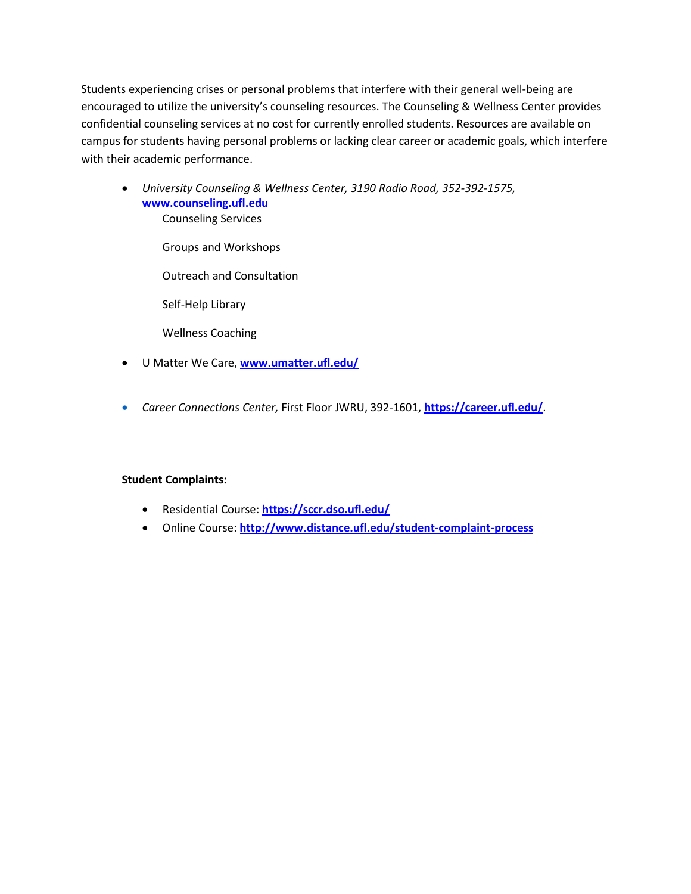Students experiencing crises or personal problems that interfere with their general well-being are encouraged to utilize the university's counseling resources. The Counseling & Wellness Center provides confidential counseling services at no cost for currently enrolled students. Resources are available on campus for students having personal problems or lacking clear career or academic goals, which interfere with their academic performance.

- *University Counseling & Wellness Center, 3190 Radio Road, 352-392-1575,* **www.counseling.ufl.edu**
  
  Counseling Services
  
  Groups and Workshops
  
  Outreach and Consultation
  
  Self-Help Library
  
  Wellness Coaching

- U Matter We Care, **www.umatter.ufl.edu/**

- *Career Connections Center,* First Floor JWRU, 392-1601, **https://career.ufl.edu/**.

**Student Complaints:**

- Residential Course: **https://sccr.dso.ufl.edu/**
- Online Course: **http://www.distance.ufl.edu/student-complaint-process**